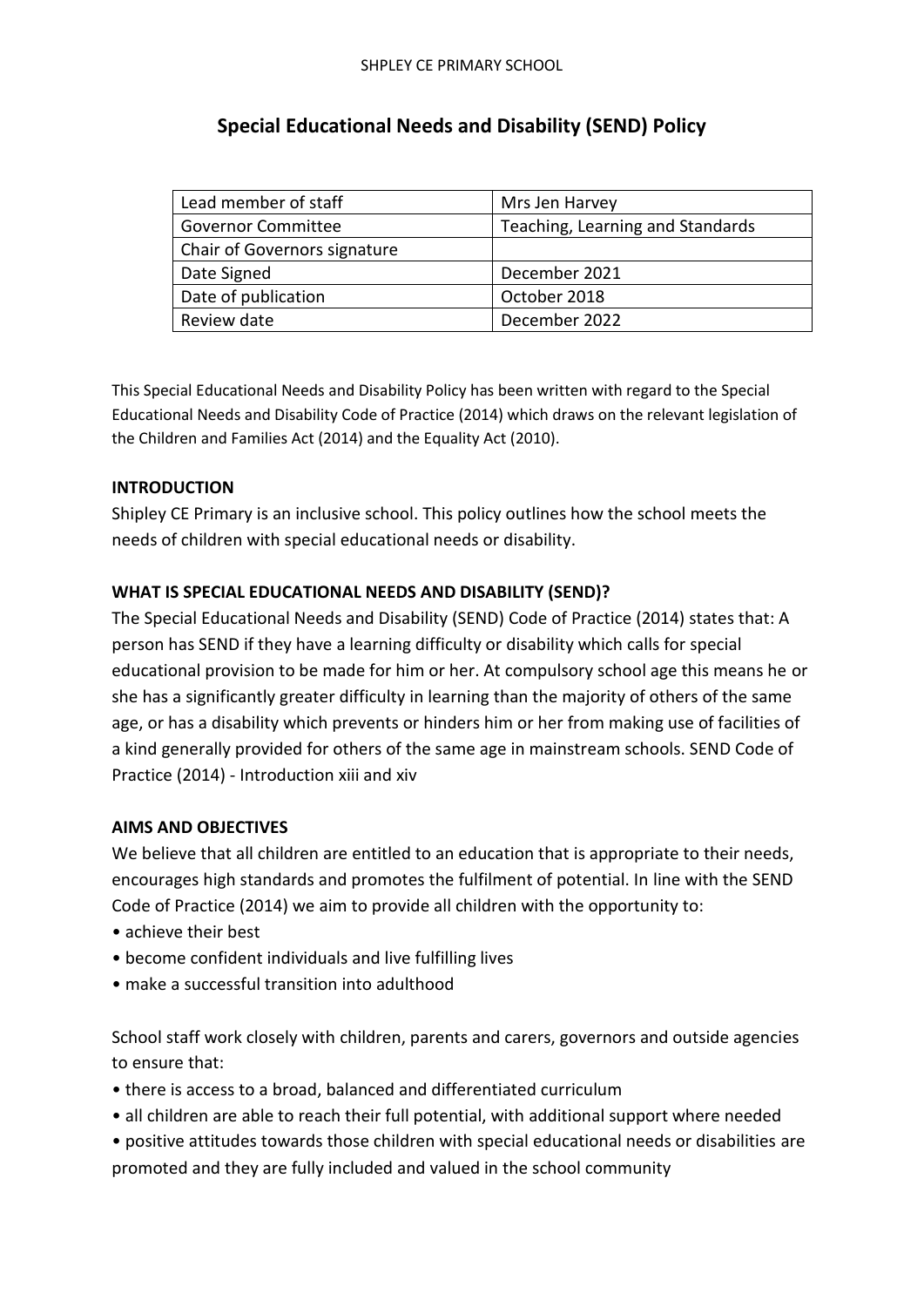SHPLEY CE PRIMARY SCHOOL

# Special Educational Needs and Disability (SEND) Policy

| Lead member of staff | Mrs Jen Harvey |
|---|---|
| Governor Committee | Teaching, Learning and Standards |
| Chair of Governors signature | |
| Date Signed | December 2021 |
| Date of publication | October 2018 |
| Review date | December 2022 |

This Special Educational Needs and Disability Policy has been written with regard to the Special Educational Needs and Disability Code of Practice (2014) which draws on the relevant legislation of the Children and Families Act (2014) and the Equality Act (2010).

**INTRODUCTION**

Shipley CE Primary is an inclusive school. This policy outlines how the school meets the needs of children with special educational needs or disability.

**WHAT IS SPECIAL EDUCATIONAL NEEDS AND DISABILITY (SEND)?**

The Special Educational Needs and Disability (SEND) Code of Practice (2014) states that: A person has SEND if they have a learning difficulty or disability which calls for special educational provision to be made for him or her. At compulsory school age this means he or she has a significantly greater difficulty in learning than the majority of others of the same age, or has a disability which prevents or hinders him or her from making use of facilities of a kind generally provided for others of the same age in mainstream schools. SEND Code of Practice (2014) - Introduction xiii and xiv

**AIMS AND OBJECTIVES**

We believe that all children are entitled to an education that is appropriate to their needs, encourages high standards and promotes the fulfilment of potential. In line with the SEND Code of Practice (2014) we aim to provide all children with the opportunity to:

- achieve their best
- become confident individuals and live fulfilling lives
- make a successful transition into adulthood

School staff work closely with children, parents and carers, governors and outside agencies to ensure that:

- there is access to a broad, balanced and differentiated curriculum
- all children are able to reach their full potential, with additional support where needed
- positive attitudes towards those children with special educational needs or disabilities are promoted and they are fully included and valued in the school community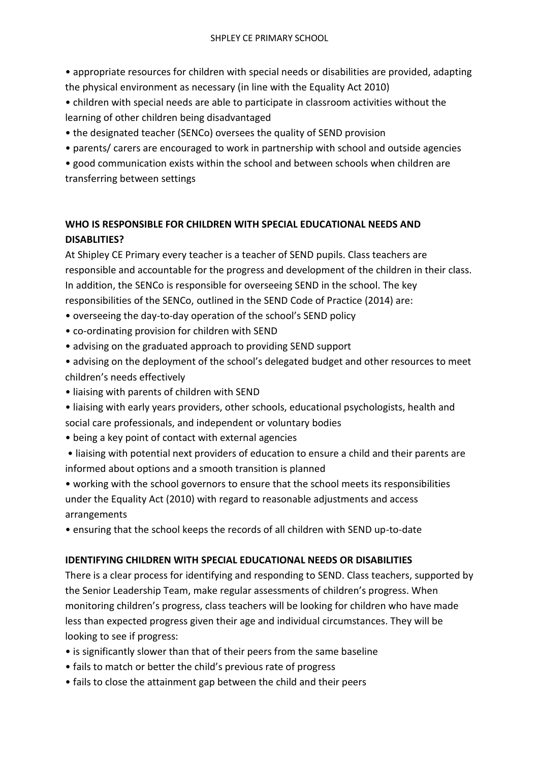- appropriate resources for children with special needs or disabilities are provided, adapting the physical environment as necessary (in line with the Equality Act 2010)
- children with special needs are able to participate in classroom activities without the learning of other children being disadvantaged
- the designated teacher (SENCo) oversees the quality of SEND provision
- parents/ carers are encouraged to work in partnership with school and outside agencies
- good communication exists within the school and between schools when children are transferring between settings

## WHO IS RESPONSIBLE FOR CHILDREN WITH SPECIAL EDUCATIONAL NEEDS AND DISABLITIES?

At Shipley CE Primary every teacher is a teacher of SEND pupils. Class teachers are responsible and accountable for the progress and development of the children in their class. In addition, the SENCo is responsible for overseeing SEND in the school. The key responsibilities of the SENCo, outlined in the SEND Code of Practice (2014) are:

- overseeing the day-to-day operation of the school's SEND policy
- co-ordinating provision for children with SEND
- advising on the graduated approach to providing SEND support
- advising on the deployment of the school's delegated budget and other resources to meet children's needs effectively
- liaising with parents of children with SEND
- liaising with early years providers, other schools, educational psychologists, health and social care professionals, and independent or voluntary bodies
- being a key point of contact with external agencies
- liaising with potential next providers of education to ensure a child and their parents are informed about options and a smooth transition is planned
- working with the school governors to ensure that the school meets its responsibilities under the Equality Act (2010) with regard to reasonable adjustments and access arrangements
- ensuring that the school keeps the records of all children with SEND up-to-date

## IDENTIFYING CHILDREN WITH SPECIAL EDUCATIONAL NEEDS OR DISABILITIES

There is a clear process for identifying and responding to SEND. Class teachers, supported by the Senior Leadership Team, make regular assessments of children's progress. When monitoring children's progress, class teachers will be looking for children who have made less than expected progress given their age and individual circumstances. They will be looking to see if progress:

- is significantly slower than that of their peers from the same baseline
- fails to match or better the child's previous rate of progress
- fails to close the attainment gap between the child and their peers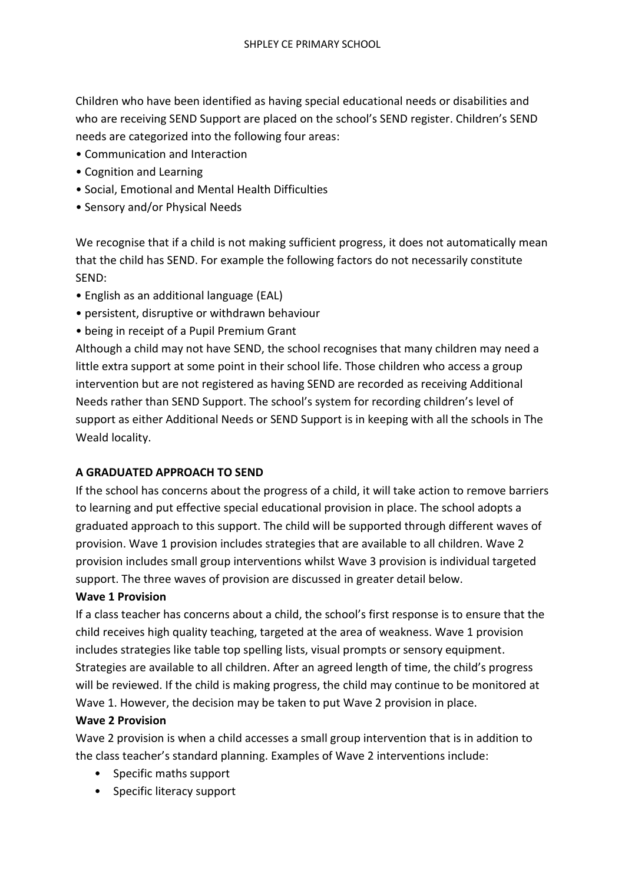Children who have been identified as having special educational needs or disabilities and who are receiving SEND Support are placed on the school's SEND register. Children's SEND needs are categorized into the following four areas:

- Communication and Interaction
- Cognition and Learning
- Social, Emotional and Mental Health Difficulties
- Sensory and/or Physical Needs

We recognise that if a child is not making sufficient progress, it does not automatically mean that the child has SEND. For example the following factors do not necessarily constitute SEND:

- English as an additional language (EAL)
- persistent, disruptive or withdrawn behaviour
- being in receipt of a Pupil Premium Grant

Although a child may not have SEND, the school recognises that many children may need a little extra support at some point in their school life. Those children who access a group intervention but are not registered as having SEND are recorded as receiving Additional Needs rather than SEND Support. The school's system for recording children's level of support as either Additional Needs or SEND Support is in keeping with all the schools in The Weald locality.

## A GRADUATED APPROACH TO SEND

If the school has concerns about the progress of a child, it will take action to remove barriers to learning and put effective special educational provision in place. The school adopts a graduated approach to this support. The child will be supported through different waves of provision. Wave 1 provision includes strategies that are available to all children. Wave 2 provision includes small group interventions whilst Wave 3 provision is individual targeted support. The three waves of provision are discussed in greater detail below.

### Wave 1 Provision

If a class teacher has concerns about a child, the school's first response is to ensure that the child receives high quality teaching, targeted at the area of weakness. Wave 1 provision includes strategies like table top spelling lists, visual prompts or sensory equipment. Strategies are available to all children. After an agreed length of time, the child's progress will be reviewed. If the child is making progress, the child may continue to be monitored at Wave 1. However, the decision may be taken to put Wave 2 provision in place.

### Wave 2 Provision

Wave 2 provision is when a child accesses a small group intervention that is in addition to the class teacher's standard planning. Examples of Wave 2 interventions include:

- Specific maths support
- Specific literacy support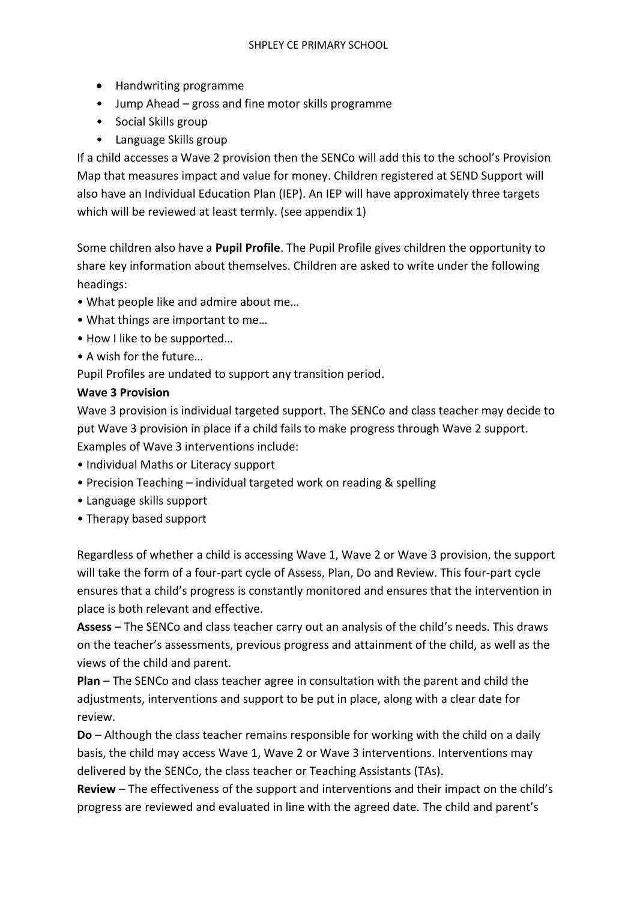- Handwriting programme
- Jump Ahead – gross and fine motor skills programme
- Social Skills group
- Language Skills group

If a child accesses a Wave 2 provision then the SENCo will add this to the school's Provision Map that measures impact and value for money. Children registered at SEND Support will also have an Individual Education Plan (IEP). An IEP will have approximately three targets which will be reviewed at least termly. (see appendix 1)

Some children also have a **Pupil Profile**. The Pupil Profile gives children the opportunity to share key information about themselves. Children are asked to write under the following headings:

- What people like and admire about me…
- What things are important to me…
- How I like to be supported…
- A wish for the future…

Pupil Profiles are undated to support any transition period.

**Wave 3 Provision**

Wave 3 provision is individual targeted support. The SENCo and class teacher may decide to put Wave 3 provision in place if a child fails to make progress through Wave 2 support. Examples of Wave 3 interventions include:

- Individual Maths or Literacy support
- Precision Teaching – individual targeted work on reading & spelling
- Language skills support
- Therapy based support

Regardless of whether a child is accessing Wave 1, Wave 2 or Wave 3 provision, the support will take the form of a four-part cycle of Assess, Plan, Do and Review. This four-part cycle ensures that a child's progress is constantly monitored and ensures that the intervention in place is both relevant and effective.

**Assess** – The SENCo and class teacher carry out an analysis of the child's needs. This draws on the teacher's assessments, previous progress and attainment of the child, as well as the views of the child and parent.

**Plan** – The SENCo and class teacher agree in consultation with the parent and child the adjustments, interventions and support to be put in place, along with a clear date for review.

**Do** – Although the class teacher remains responsible for working with the child on a daily basis, the child may access Wave 1, Wave 2 or Wave 3 interventions. Interventions may delivered by the SENCo, the class teacher or Teaching Assistants (TAs).

**Review** – The effectiveness of the support and interventions and their impact on the child's progress are reviewed and evaluated in line with the agreed date. The child and parent's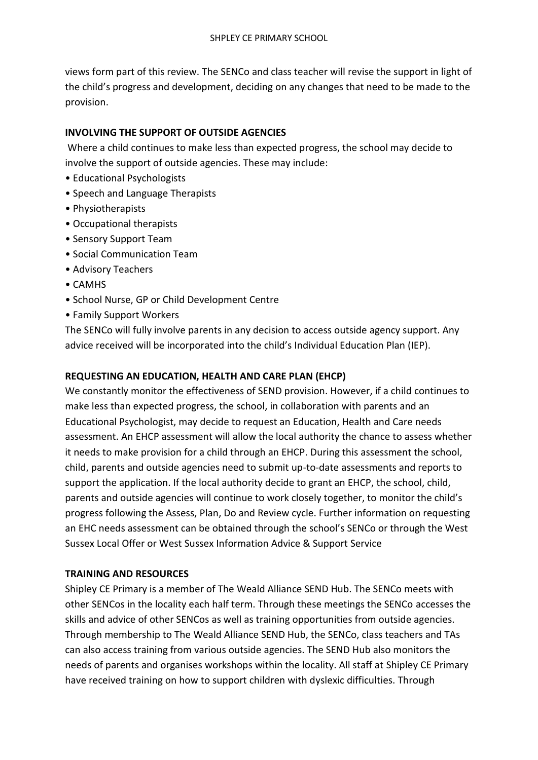views form part of this review. The SENCo and class teacher will revise the support in light of the child's progress and development, deciding on any changes that need to be made to the provision.

**INVOLVING THE SUPPORT OF OUTSIDE AGENCIES**

Where a child continues to make less than expected progress, the school may decide to involve the support of outside agencies. These may include:

- Educational Psychologists
- Speech and Language Therapists
- Physiotherapists
- Occupational therapists
- Sensory Support Team
- Social Communication Team
- Advisory Teachers
- CAMHS
- School Nurse, GP or Child Development Centre
- Family Support Workers

The SENCo will fully involve parents in any decision to access outside agency support. Any advice received will be incorporated into the child's Individual Education Plan (IEP).

**REQUESTING AN EDUCATION, HEALTH AND CARE PLAN (EHCP)**

We constantly monitor the effectiveness of SEND provision. However, if a child continues to make less than expected progress, the school, in collaboration with parents and an Educational Psychologist, may decide to request an Education, Health and Care needs assessment. An EHCP assessment will allow the local authority the chance to assess whether it needs to make provision for a child through an EHCP. During this assessment the school, child, parents and outside agencies need to submit up-to-date assessments and reports to support the application. If the local authority decide to grant an EHCP, the school, child, parents and outside agencies will continue to work closely together, to monitor the child's progress following the Assess, Plan, Do and Review cycle. Further information on requesting an EHC needs assessment can be obtained through the school's SENCo or through the West Sussex Local Offer or West Sussex Information Advice & Support Service

**TRAINING AND RESOURCES**

Shipley CE Primary is a member of The Weald Alliance SEND Hub. The SENCo meets with other SENCos in the locality each half term. Through these meetings the SENCo accesses the skills and advice of other SENCos as well as training opportunities from outside agencies. Through membership to The Weald Alliance SEND Hub, the SENCo, class teachers and TAs can also access training from various outside agencies. The SEND Hub also monitors the needs of parents and organises workshops within the locality. All staff at Shipley CE Primary have received training on how to support children with dyslexic difficulties. Through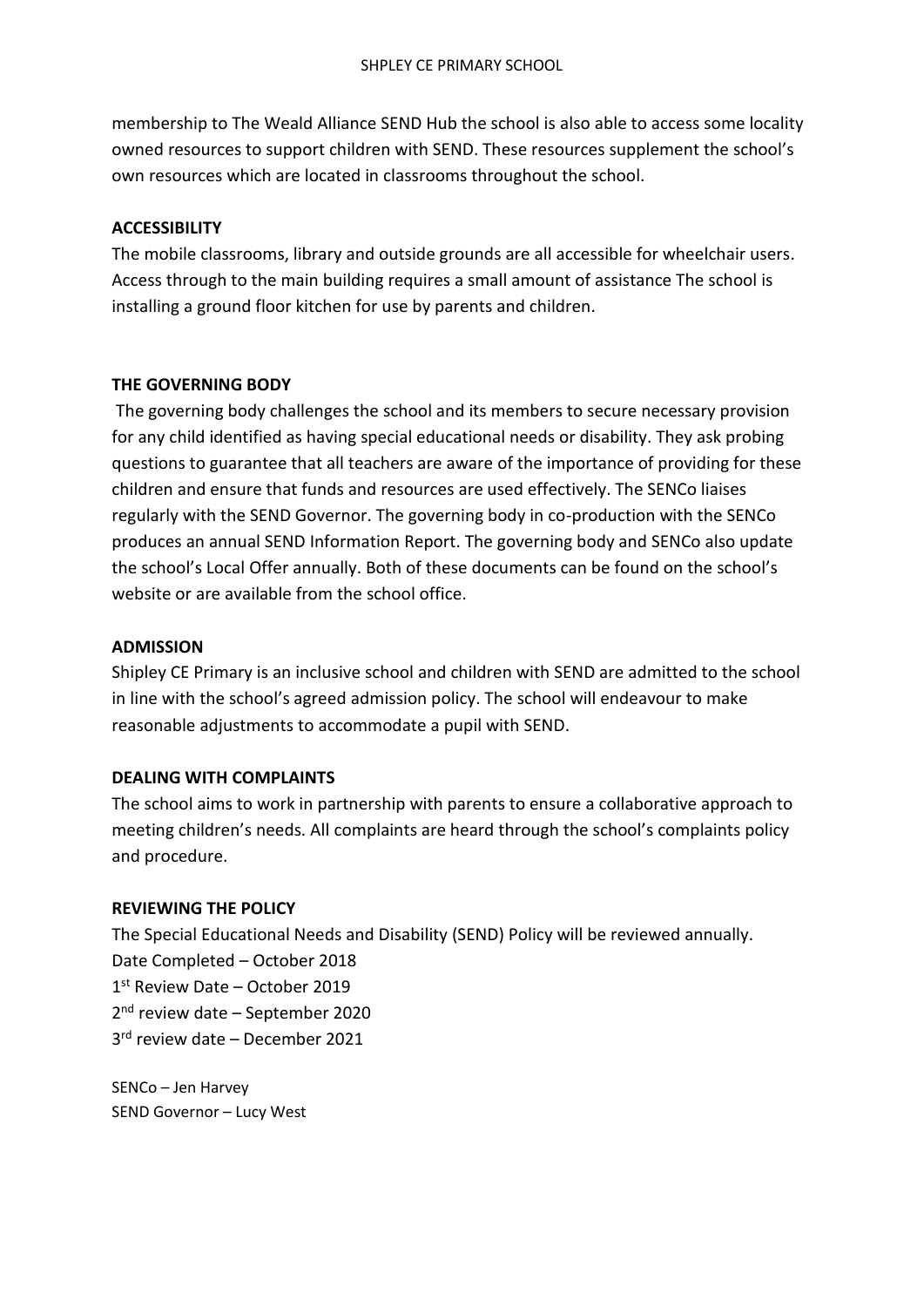membership to The Weald Alliance SEND Hub the school is also able to access some locality owned resources to support children with SEND. These resources supplement the school's own resources which are located in classrooms throughout the school.

**ACCESSIBILITY**

The mobile classrooms, library and outside grounds are all accessible for wheelchair users. Access through to the main building requires a small amount of assistance The school is installing a ground floor kitchen for use by parents and children.

**THE GOVERNING BODY**

The governing body challenges the school and its members to secure necessary provision for any child identified as having special educational needs or disability. They ask probing questions to guarantee that all teachers are aware of the importance of providing for these children and ensure that funds and resources are used effectively. The SENCo liaises regularly with the SEND Governor. The governing body in co-production with the SENCo produces an annual SEND Information Report. The governing body and SENCo also update the school's Local Offer annually. Both of these documents can be found on the school's website or are available from the school office.

**ADMISSION**

Shipley CE Primary is an inclusive school and children with SEND are admitted to the school in line with the school's agreed admission policy. The school will endeavour to make reasonable adjustments to accommodate a pupil with SEND.

**DEALING WITH COMPLAINTS**

The school aims to work in partnership with parents to ensure a collaborative approach to meeting children's needs. All complaints are heard through the school's complaints policy and procedure.

**REVIEWING THE POLICY**

The Special Educational Needs and Disability (SEND) Policy will be reviewed annually.
Date Completed – October 2018
1st Review Date – October 2019
2nd review date – September 2020
3rd review date – December 2021

SENCo – Jen Harvey
SEND Governor – Lucy West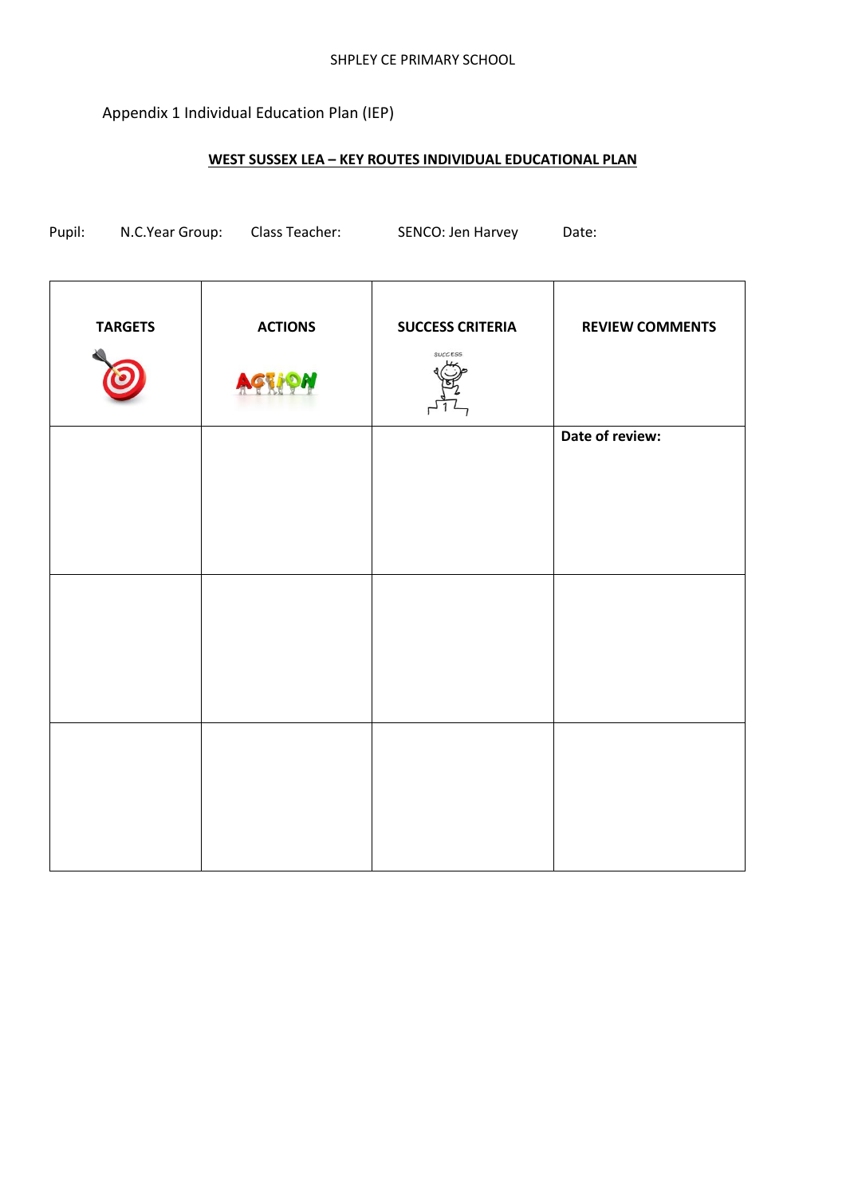SHPLEY CE PRIMARY SCHOOL

Appendix 1 Individual Education Plan (IEP)

**WEST SUSSEX LEA – KEY ROUTES INDIVIDUAL EDUCATIONAL PLAN**

Pupil: N.C.Year Group: Class Teacher: SENCO: Jen Harvey Date:

| TARGETS | ACTIONS | SUCCESS CRITERIA | REVIEW COMMENTS |
|---|---|---|---|
| | | | **Date of review:** |
| | | | |
| | | | |